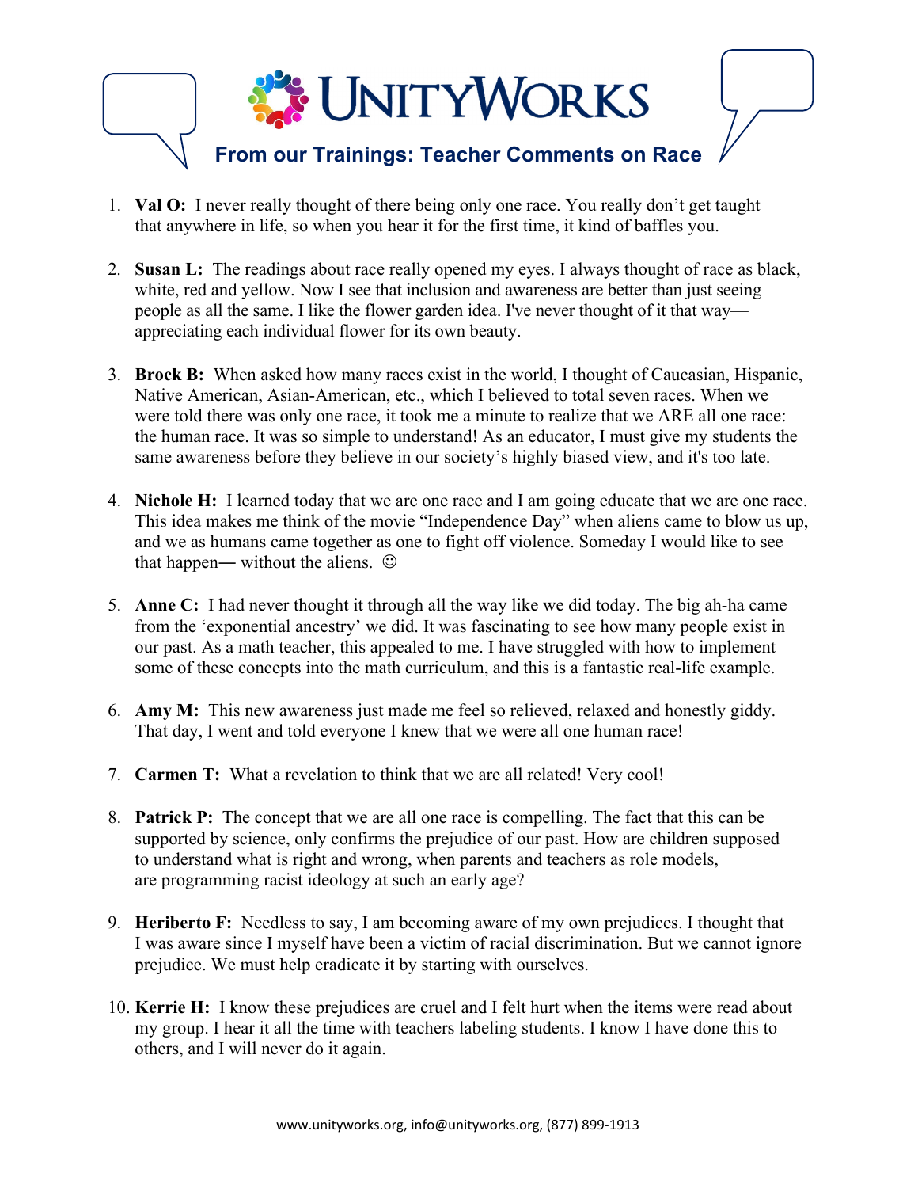# UnityWorks

## From our Trainings: Teacher Comments on Race

1. **Val O:** I never really thought of there being only one race. You really don't get taught that anywhere in life, so when you hear it for the first time, it kind of baffles you.

2. **Susan L:** The readings about race really opened my eyes. I always thought of race as black, white, red and yellow. Now I see that inclusion and awareness are better than just seeing people as all the same. I like the flower garden idea. I've never thought of it that way—appreciating each individual flower for its own beauty.

3. **Brock B:** When asked how many races exist in the world, I thought of Caucasian, Hispanic, Native American, Asian-American, etc., which I believed to total seven races. When we were told there was only one race, it took me a minute to realize that we ARE all one race: the human race. It was so simple to understand! As an educator, I must give my students the same awareness before they believe in our society's highly biased view, and it's too late.

4. **Nichole H:** I learned today that we are one race and I am going educate that we are one race. This idea makes me think of the movie "Independence Day" when aliens came to blow us up, and we as humans came together as one to fight off violence. Someday I would like to see that happen— without the aliens. ☺

5. **Anne C:** I had never thought it through all the way like we did today. The big ah-ha came from the 'exponential ancestry' we did. It was fascinating to see how many people exist in our past. As a math teacher, this appealed to me. I have struggled with how to implement some of these concepts into the math curriculum, and this is a fantastic real-life example.

6. **Amy M:** This new awareness just made me feel so relieved, relaxed and honestly giddy. That day, I went and told everyone I knew that we were all one human race!

7. **Carmen T:** What a revelation to think that we are all related! Very cool!

8. **Patrick P:** The concept that we are all one race is compelling. The fact that this can be supported by science, only confirms the prejudice of our past. How are children supposed to understand what is right and wrong, when parents and teachers as role models, are programming racist ideology at such an early age?

9. **Heriberto F:** Needless to say, I am becoming aware of my own prejudices. I thought that I was aware since I myself have been a victim of racial discrimination. But we cannot ignore prejudice. We must help eradicate it by starting with ourselves.

10. **Kerrie H:** I know these prejudices are cruel and I felt hurt when the items were read about my group. I hear it all the time with teachers labeling students. I know I have done this to others, and I will <u>never</u> do it again.

www.unityworks.org, info@unityworks.org, (877) 899-1913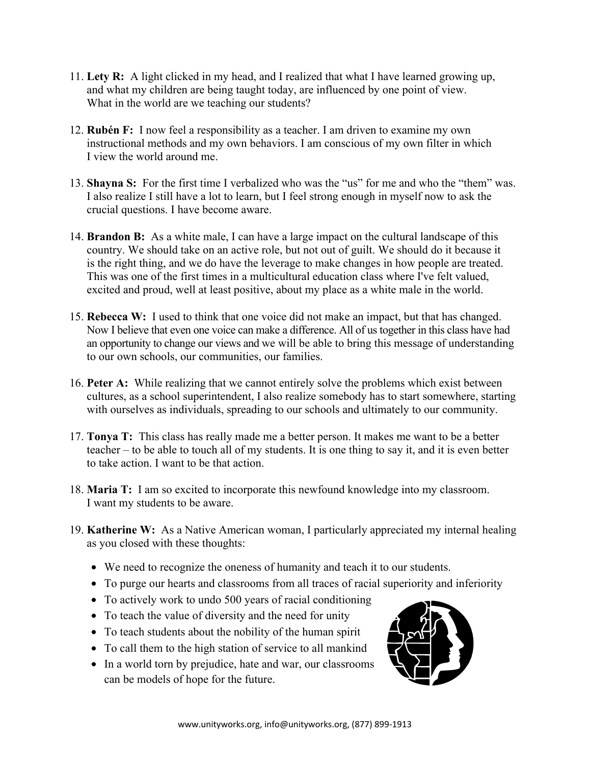11. **Lety R:** A light clicked in my head, and I realized that what I have learned growing up, and what my children are being taught today, are influenced by one point of view. What in the world are we teaching our students?

12. **Rubén F:** I now feel a responsibility as a teacher. I am driven to examine my own instructional methods and my own behaviors. I am conscious of my own filter in which I view the world around me.

13. **Shayna S:** For the first time I verbalized who was the "us" for me and who the "them" was. I also realize I still have a lot to learn, but I feel strong enough in myself now to ask the crucial questions. I have become aware.

14. **Brandon B:** As a white male, I can have a large impact on the cultural landscape of this country. We should take on an active role, but not out of guilt. We should do it because it is the right thing, and we do have the leverage to make changes in how people are treated. This was one of the first times in a multicultural education class where I've felt valued, excited and proud, well at least positive, about my place as a white male in the world.

15. **Rebecca W:** I used to think that one voice did not make an impact, but that has changed. Now I believe that even one voice can make a difference. All of us together in this class have had an opportunity to change our views and we will be able to bring this message of understanding to our own schools, our communities, our families.

16. **Peter A:** While realizing that we cannot entirely solve the problems which exist between cultures, as a school superintendent, I also realize somebody has to start somewhere, starting with ourselves as individuals, spreading to our schools and ultimately to our community.

17. **Tonya T:** This class has really made me a better person. It makes me want to be a better teacher – to be able to touch all of my students. It is one thing to say it, and it is even better to take action. I want to be that action.

18. **Maria T:** I am so excited to incorporate this newfound knowledge into my classroom. I want my students to be aware.

19. **Katherine W:** As a Native American woman, I particularly appreciated my internal healing as you closed with these thoughts:

    - We need to recognize the oneness of humanity and teach it to our students.
    - To purge our hearts and classrooms from all traces of racial superiority and inferiority
    - To actively work to undo 500 years of racial conditioning
    - To teach the value of diversity and the need for unity
    - To teach students about the nobility of the human spirit
    - To call them to the high station of service to all mankind
    - In a world torn by prejudice, hate and war, our classrooms can be models of hope for the future.

www.unityworks.org, info@unityworks.org, (877) 899-1913